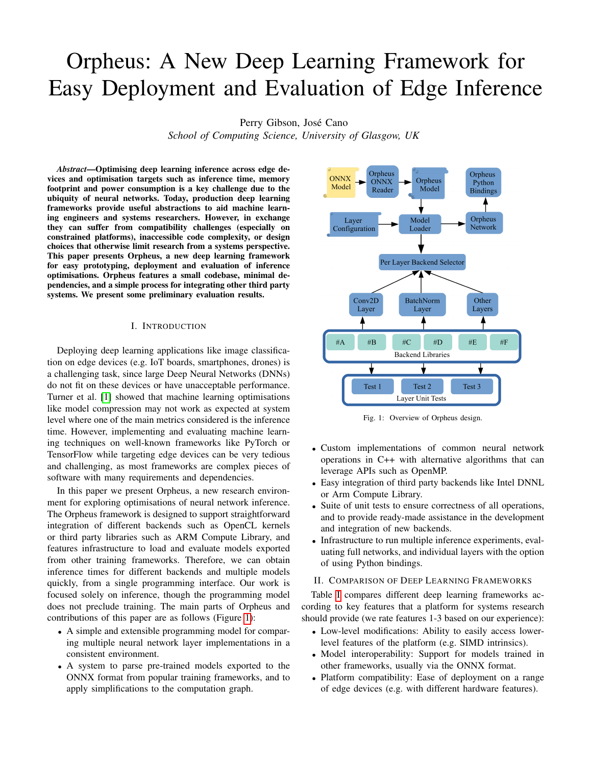# Orpheus: A New Deep Learning Framework for Easy Deployment and Evaluation of Edge Inference

Perry Gibson, José Cano

*School of Computing Science, University of Glasgow, UK*

***Abstract*—Optimising deep learning inference across edge devices and optimisation targets such as inference time, memory footprint and power consumption is a key challenge due to the ubiquity of neural networks. Today, production deep learning frameworks provide useful abstractions to aid machine learning engineers and systems researchers. However, in exchange they can suffer from compatibility challenges (especially on constrained platforms), inaccessible code complexity, or design choices that otherwise limit research from a systems perspective. This paper presents Orpheus, a new deep learning framework for easy prototyping, deployment and evaluation of inference optimisations. Orpheus features a small codebase, minimal dependencies, and a simple process for integrating other third party systems. We present some preliminary evaluation results.**

## I. Introduction

Deploying deep learning applications like image classification on edge devices (e.g. IoT boards, smartphones, drones) is a challenging task, since large Deep Neural Networks (DNNs) do not fit on these devices or have unacceptable performance. Turner et al. [1] showed that machine learning optimisations like model compression may not work as expected at system level where one of the main metrics considered is the inference time. However, implementing and evaluating machine learning techniques on well-known frameworks like PyTorch or TensorFlow while targeting edge devices can be very tedious and challenging, as most frameworks are complex pieces of software with many requirements and dependencies.

In this paper we present Orpheus, a new research environment for exploring optimisations of neural network inference. The Orpheus framework is designed to support straightforward integration of different backends such as OpenCL kernels or third party libraries such as ARM Compute Library, and features infrastructure to load and evaluate models exported from other training frameworks. Therefore, we can obtain inference times for different backends and multiple models quickly, from a single programming interface. Our work is focused solely on inference, though the programming model does not preclude training. The main parts of Orpheus and contributions of this paper are as follows (Figure 1):

- A simple and extensible programming model for comparing multiple neural network layer implementations in a consistent environment.
- A system to parse pre-trained models exported to the ONNX format from popular training frameworks, and to apply simplifications to the computation graph.
- Custom implementations of common neural network operations in C++ with alternative algorithms that can leverage APIs such as OpenMP.
- Easy integration of third party backends like Intel DNNL or Arm Compute Library.
- Suite of unit tests to ensure correctness of all operations, and to provide ready-made assistance in the development and integration of new backends.
- Infrastructure to run multiple inference experiments, evaluating full networks, and individual layers with the option of using Python bindings.

Fig. 1: Overview of Orpheus design.

## II. Comparison of Deep Learning Frameworks

Table I compares different deep learning frameworks according to key features that a platform for systems research should provide (we rate features 1-3 based on our experience):

- Low-level modifications: Ability to easily access lower-level features of the platform (e.g. SIMD intrinsics).
- Model interoperability: Support for models trained in other frameworks, usually via the ONNX format.
- Platform compatibility: Ease of deployment on a range of edge devices (e.g. with different hardware features).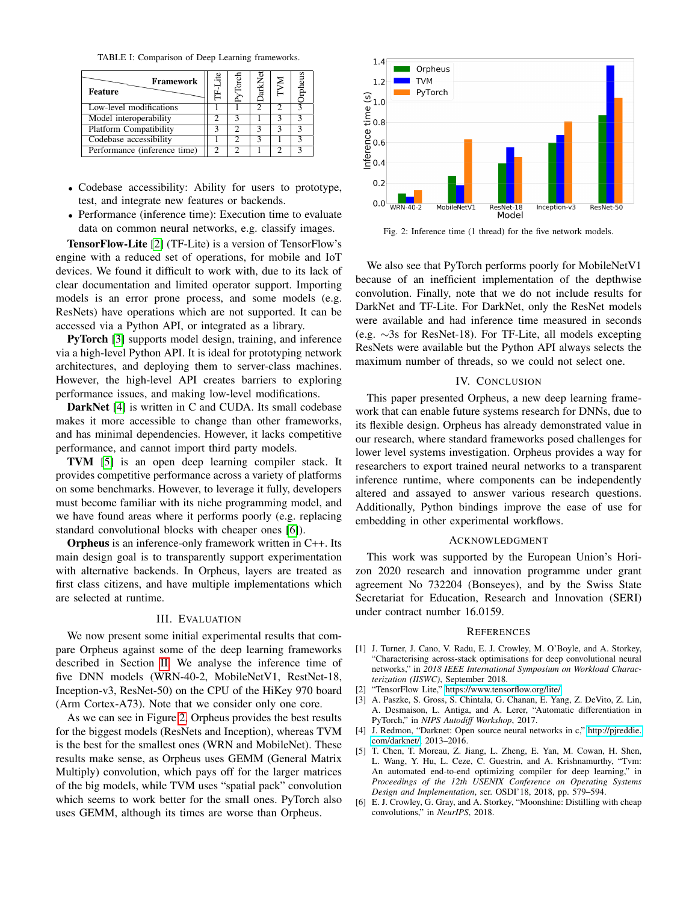TABLE I: Comparison of Deep Learning frameworks.

| Feature \ Framework | TF-Lite | PyTorch | DarkNet | TVM | Orpheus |
|---|---|---|---|---|---|
| Low-level modifications | 1 | 1 | 2 | 2 | 3 |
| Model interoperability | 2 | 3 | 1 | 3 | 3 |
| Platform Compatibility | 3 | 2 | 3 | 3 | 3 |
| Codebase accessibility | 1 | 2 | 3 | 1 | 3 |
| Performance (inference time) | 2 | 2 | 1 | 2 | 3 |

- Codebase accessibility: Ability for users to prototype, test, and integrate new features or backends.
- Performance (inference time): Execution time to evaluate data on common neural networks, e.g. classify images.

**TensorFlow-Lite** [2] (TF-Lite) is a version of TensorFlow's engine with a reduced set of operations, for mobile and IoT devices. We found it difficult to work with, due to its lack of clear documentation and limited operator support. Importing models is an error prone process, and some models (e.g. ResNets) have operations which are not supported. It can be accessed via a Python API, or integrated as a library.

**PyTorch** [3] supports model design, training, and inference via a high-level Python API. It is ideal for prototyping network architectures, and deploying them to server-class machines. However, the high-level API creates barriers to exploring performance issues, and making low-level modifications.

**DarkNet** [4] is written in C and CUDA. Its small codebase makes it more accessible to change than other frameworks, and has minimal dependencies. However, it lacks competitive performance, and cannot import third party models.

**TVM** [5] is an open deep learning compiler stack. It provides competitive performance across a variety of platforms on some benchmarks. However, to leverage it fully, developers must become familiar with its niche programming model, and we have found areas where it performs poorly (e.g. replacing standard convolutional blocks with cheaper ones [6]).

**Orpheus** is an inference-only framework written in C++. Its main design goal is to transparently support experimentation with alternative backends. In Orpheus, layers are treated as first class citizens, and have multiple implementations which are selected at runtime.

## III. Evaluation

We now present some initial experimental results that compare Orpheus against some of the deep learning frameworks described in Section II. We analyse the inference time of five DNN models (WRN-40-2, MobileNetV1, RestNet-18, Inception-v3, ResNet-50) on the CPU of the HiKey 970 board (Arm Cortex-A73). Note that we consider only one core.

As we can see in Figure 2, Orpheus provides the best results for the biggest models (ResNets and Inception), whereas TVM is the best for the smallest ones (WRN and MobileNet). These results make sense, as Orpheus uses GEMM (General Matrix Multiply) convolution, which pays off for the larger matrices of the big models, while TVM uses "spatial pack" convolution which seems to work better for the small ones. PyTorch also uses GEMM, although its times are worse than Orpheus.

Orpheus
TVM
PyTorch
Inference time (s)
0.0
0.2
0.4
0.6
0.8
1.0
1.2
1.4
WRN-40-2
MobileNetV1
ResNet-18
Inception-v3
ResNet-50
Model

Fig. 2: Inference time (1 thread) for the five network models.

We also see that PyTorch performs poorly for MobileNetV1 because of an inefficient implementation of the depthwise convolution. Finally, note that we do not include results for DarkNet and TF-Lite. For DarkNet, only the ResNet models were available and had inference time measured in seconds (e.g. ∼3s for ResNet-18). For TF-Lite, all models excepting ResNets were available but the Python API always selects the maximum number of threads, so we could not select one.

## IV. Conclusion

This paper presented Orpheus, a new deep learning framework that can enable future systems research for DNNs, due to its flexible design. Orpheus has already demonstrated value in our research, where standard frameworks posed challenges for lower level systems investigation. Orpheus provides a way for researchers to export trained neural networks to a transparent inference runtime, where components can be independently altered and assayed to answer various research questions. Additionally, Python bindings improve the ease of use for embedding in other experimental workflows.

## Acknowledgment

This work was supported by the European Union's Horizon 2020 research and innovation programme under grant agreement No 732204 (Bonseyes), and by the Swiss State Secretariat for Education, Research and Innovation (SERI) under contract number 16.0159.

## References

[1] J. Turner, J. Cano, V. Radu, E. J. Crowley, M. O'Boyle, and A. Storkey, "Characterising across-stack optimisations for deep convolutional neural networks," in *2018 IEEE International Symposium on Workload Characterization (IISWC)*, September 2018.

[2] "TensorFlow Lite," https://www.tensorflow.org/lite/

[3] A. Paszke, S. Gross, S. Chintala, G. Chanan, E. Yang, Z. DeVito, Z. Lin, A. Desmaison, L. Antiga, and A. Lerer, "Automatic differentiation in PyTorch," in *NIPS Autodiff Workshop*, 2017.

[4] J. Redmon, "Darknet: Open source neural networks in c," http://pjreddie.com/darknet/, 2013–2016.

[5] T. Chen, T. Moreau, Z. Jiang, L. Zheng, E. Yan, M. Cowan, H. Shen, L. Wang, Y. Hu, L. Ceze, C. Guestrin, and A. Krishnamurthy, "Tvm: An automated end-to-end optimizing compiler for deep learning," in *Proceedings of the 12th USENIX Conference on Operating Systems Design and Implementation*, ser. OSDI'18, 2018, pp. 579–594.

[6] E. J. Crowley, G. Gray, and A. Storkey, "Moonshine: Distilling with cheap convolutions," in *NeurIPS*, 2018.